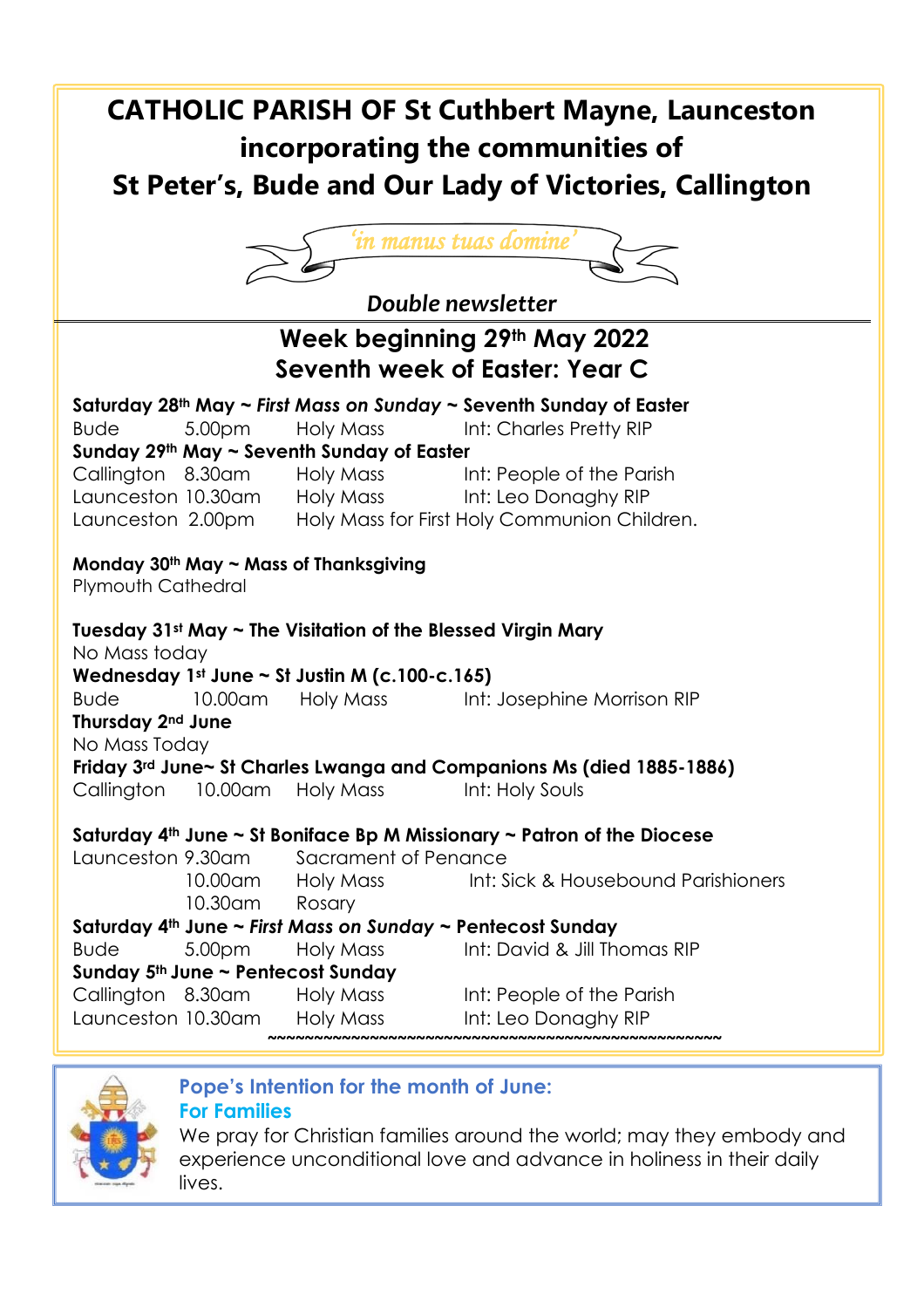# CATHOLIC PARISH OF St Cuthbert Mayne, Launceston incorporating the communities of St Peter's, Bude and Our Lady of Victories, Callington

*'in manus tuas domine'*

***Double newsletter***

## Week beginning 29th May 2022
## Seventh week of Easter: Year C

**Saturday 28th May ~ *First Mass on Sunday* ~ Seventh Sunday of Easter**
Bude 5.00pm Holy Mass Int: Charles Pretty RIP

**Sunday 29th May ~ Seventh Sunday of Easter**
Callington 8.30am Holy Mass Int: People of the Parish
Launceston 10.30am Holy Mass Int: Leo Donaghy RIP
Launceston 2.00pm Holy Mass for First Holy Communion Children.

**Monday 30th May ~ Mass of Thanksgiving**
Plymouth Cathedral

**Tuesday 31st May ~ The Visitation of the Blessed Virgin Mary**
No Mass today

**Wednesday 1st June ~ St Justin M (c.100-c.165)**
Bude 10.00am Holy Mass Int: Josephine Morrison RIP

**Thursday 2nd June**
No Mass Today

**Friday 3rd June~ St Charles Lwanga and Companions Ms (died 1885-1886)**
Callington 10.00am Holy Mass Int: Holy Souls

**Saturday 4th June ~ St Boniface Bp M Missionary ~ Patron of the Diocese**
Launceston 9.30am Sacrament of Penance
10.00am Holy Mass Int: Sick & Housebound Parishioners
10.30am Rosary

**Saturday 4th June ~ *First Mass on Sunday* ~ Pentecost Sunday**
Bude 5.00pm Holy Mass Int: David & Jill Thomas RIP

**Sunday 5th June ~ Pentecost Sunday**
Callington 8.30am Holy Mass Int: People of the Parish
Launceston 10.30am Holy Mass Int: Leo Donaghy RIP

~~~~~~~~~~~~~~~~~~~~~~~~~~~~~~~~~~~~~~~~~~~~~~~~

**Pope's Intention for the month of June:**
**For Families**
We pray for Christian families around the world; may they embody and experience unconditional love and advance in holiness in their daily lives.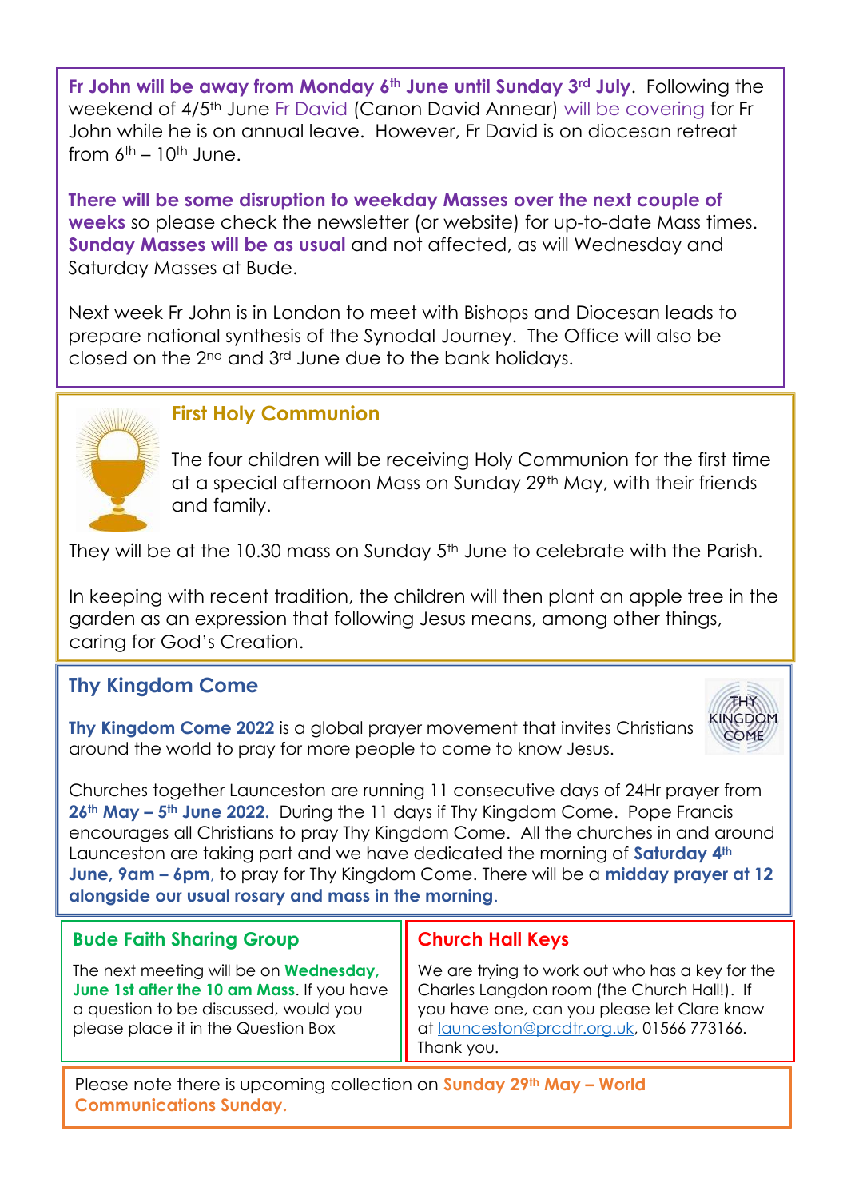**Fr John will be away from Monday 6th June until Sunday 3rd July**. Following the weekend of 4/5th June Fr David (Canon David Annear) will be covering for Fr John while he is on annual leave. However, Fr David is on diocesan retreat from 6th – 10th June.

**There will be some disruption to weekday Masses over the next couple of weeks** so please check the newsletter (or website) for up-to-date Mass times. **Sunday Masses will be as usual** and not affected, as will Wednesday and Saturday Masses at Bude.

Next week Fr John is in London to meet with Bishops and Diocesan leads to prepare national synthesis of the Synodal Journey. The Office will also be closed on the 2nd and 3rd June due to the bank holidays.

## First Holy Communion

The four children will be receiving Holy Communion for the first time at a special afternoon Mass on Sunday 29th May, with their friends and family.

They will be at the 10.30 mass on Sunday 5th June to celebrate with the Parish.

In keeping with recent tradition, the children will then plant an apple tree in the garden as an expression that following Jesus means, among other things, caring for God's Creation.

## Thy Kingdom Come

**Thy Kingdom Come 2022** is a global prayer movement that invites Christians around the world to pray for more people to come to know Jesus.

Churches together Launceston are running 11 consecutive days of 24Hr prayer from **26th May – 5th June 2022.** During the 11 days if Thy Kingdom Come. Pope Francis encourages all Christians to pray Thy Kingdom Come. All the churches in and around Launceston are taking part and we have dedicated the morning of **Saturday 4th June, 9am – 6pm**, to pray for Thy Kingdom Come. There will be a **midday prayer at 12 alongside our usual rosary and mass in the morning**.

## Bude Faith Sharing Group

The next meeting will be on **Wednesday, June 1st after the 10 am Mass.** If you have a question to be discussed, would you please place it in the Question Box

## Church Hall Keys

We are trying to work out who has a key for the Charles Langdon room (the Church Hall!). If you have one, can you please let Clare know at launceston@prcdtr.org.uk, 01566 773166. Thank you.

Please note there is upcoming collection on **Sunday 29th May – World Communications Sunday.**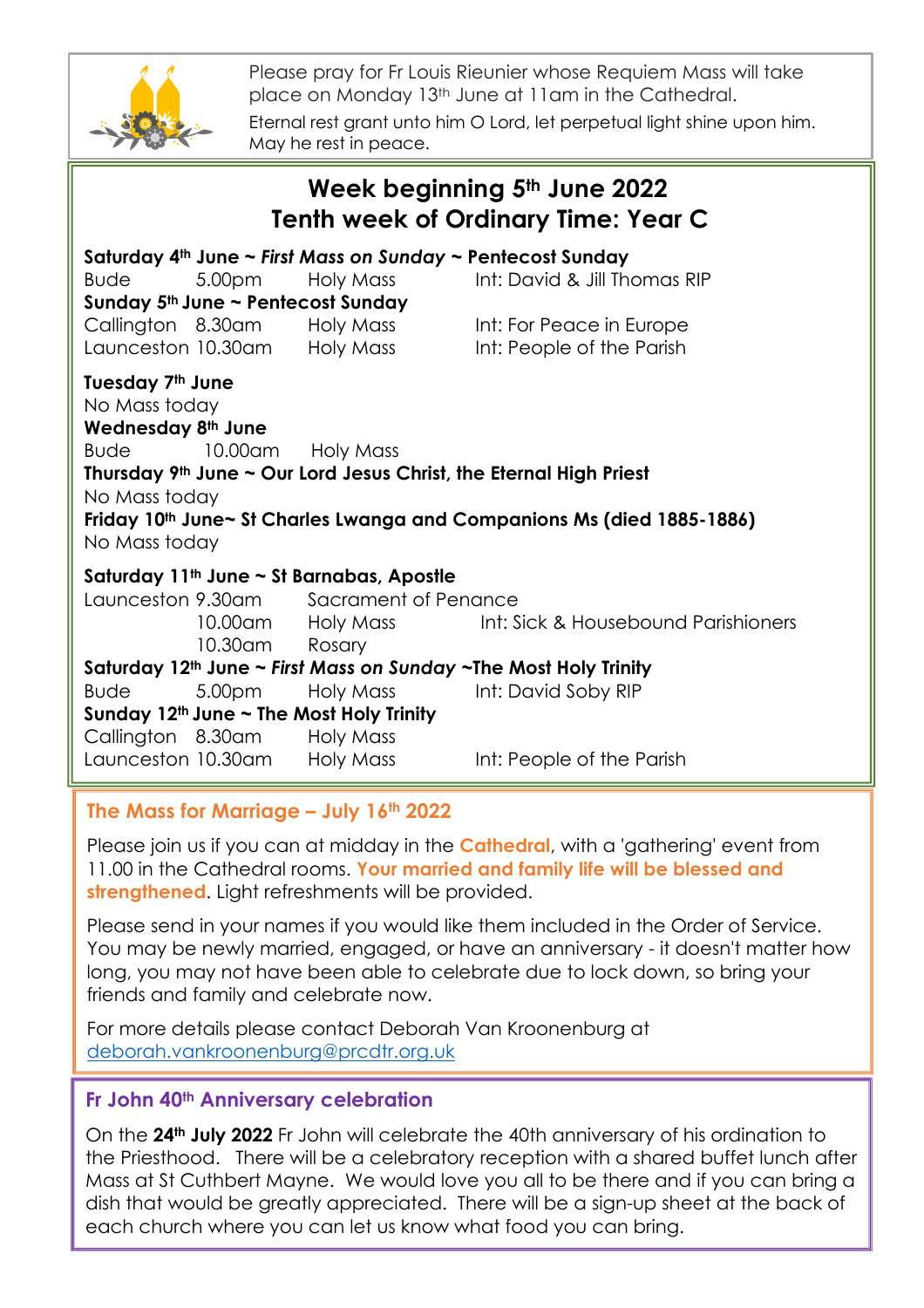Please pray for Fr Louis Rieunier whose Requiem Mass will take place on Monday 13th June at 11am in the Cathedral.

Eternal rest grant unto him O Lord, let perpetual light shine upon him. May he rest in peace.

## Week beginning 5th June 2022
## Tenth week of Ordinary Time: Year C

**Saturday 4th June ~ *First Mass on Sunday* ~ Pentecost Sunday**

| | | | |
|---|---|---|---|
| Bude | 5.00pm | Holy Mass | Int: David & Jill Thomas RIP |

**Sunday 5th June ~ Pentecost Sunday**

| | | | |
|---|---|---|---|
| Callington | 8.30am | Holy Mass | Int: For Peace in Europe |
| Launceston | 10.30am | Holy Mass | Int: People of the Parish |

**Tuesday 7th June**

No Mass today

**Wednesday 8th June**

| | | |
|---|---|---|
| Bude | 10.00am | Holy Mass |

**Thursday 9th June ~ Our Lord Jesus Christ, the Eternal High Priest**

No Mass today

**Friday 10th June~ St Charles Lwanga and Companions Ms (died 1885-1886)**

No Mass today

**Saturday 11th June ~ St Barnabas, Apostle**

| | | | |
|---|---|---|---|
| Launceston | 9.30am | Sacrament of Penance | |
| | 10.00am | Holy Mass | Int: Sick & Housebound Parishioners |
| | 10.30am | Rosary | |

**Saturday 12th June ~ *First Mass on Sunday* ~The Most Holy Trinity**

| | | | |
|---|---|---|---|
| Bude | 5.00pm | Holy Mass | Int: David Soby RIP |

**Sunday 12th June ~ The Most Holy Trinity**

| | | | |
|---|---|---|---|
| Callington | 8.30am | Holy Mass | |
| Launceston | 10.30am | Holy Mass | Int: People of the Parish |

### The Mass for Marriage – July 16th 2022

Please join us if you can at midday in the **Cathedral**, with a 'gathering' event from 11.00 in the Cathedral rooms. **Your married and family life will be blessed and strengthened**. Light refreshments will be provided.

Please send in your names if you would like them included in the Order of Service. You may be newly married, engaged, or have an anniversary - it doesn't matter how long, you may not have been able to celebrate due to lock down, so bring your friends and family and celebrate now.

For more details please contact Deborah Van Kroonenburg at deborah.vankroonenburg@prcdtr.org.uk

### Fr John 40th Anniversary celebration

On the **24th July 2022** Fr John will celebrate the 40th anniversary of his ordination to the Priesthood. There will be a celebratory reception with a shared buffet lunch after Mass at St Cuthbert Mayne. We would love you all to be there and if you can bring a dish that would be greatly appreciated. There will be a sign-up sheet at the back of each church where you can let us know what food you can bring.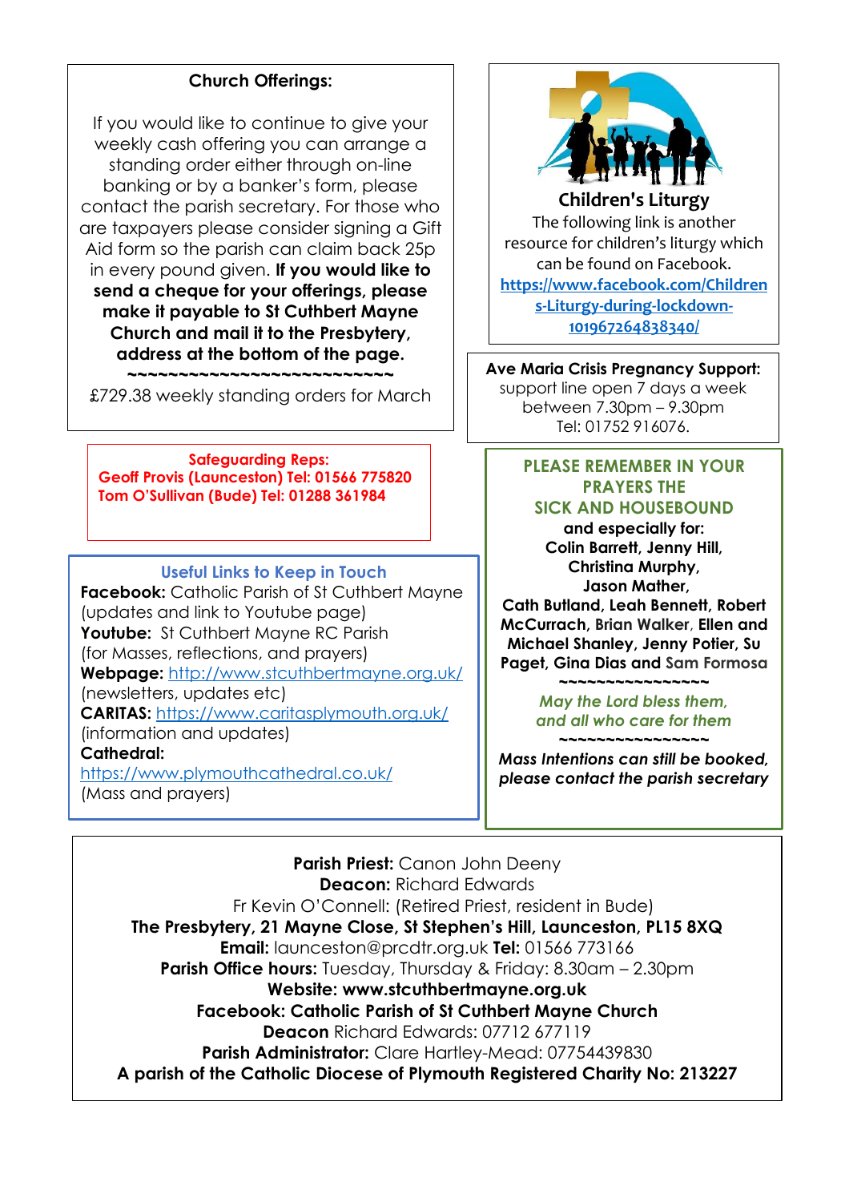## Church Offerings:

If you would like to continue to give your weekly cash offering you can arrange a standing order either through on-line banking or by a banker's form, please contact the parish secretary. For those who are taxpayers please consider signing a Gift Aid form so the parish can claim back 25p in every pound given. **If you would like to send a cheque for your offerings, please make it payable to St Cuthbert Mayne Church and mail it to the Presbytery, address at the bottom of the page.**

~~~~~~~~~~~~~~~~~~~~~~~~~~~~

£729.38 weekly standing orders for March

**Safeguarding Reps:**
**Geoff Provis (Launceston) Tel: 01566 775820**
**Tom O'Sullivan (Bude) Tel: 01288 361984**

### Useful Links to Keep in Touch

**Facebook:** Catholic Parish of St Cuthbert Mayne (updates and link to Youtube page)
**Youtube:** St Cuthbert Mayne RC Parish (for Masses, reflections, and prayers)
**Webpage:** http://www.stcuthbertmayne.org.uk/ (newsletters, updates etc)
**CARITAS:** https://www.caritasplymouth.org.uk/ (information and updates)
**Cathedral:** https://www.plymouthcathedral.co.uk/ (Mass and prayers)

## Children's Liturgy

The following link is another resource for children's liturgy which can be found on Facebook.
https://www.facebook.com/Childrens-Liturgy-during-lockdown-101967264838340/

**Ave Maria Crisis Pregnancy Support:**
support line open 7 days a week between 7.30pm – 9.30pm
Tel: 01752 916076.

**PLEASE REMEMBER IN YOUR PRAYERS THE SICK AND HOUSEBOUND**
**and especially for:**
**Colin Barrett, Jenny Hill, Christina Murphy, Jason Mather, Cath Butland, Leah Bennett, Robert McCurrach, Brian Walker, Ellen and Michael Shanley, Jenny Potier, Su Paget, Gina Dias and Sam Formosa**

~~~~~~~~~~~~~~~~~

*May the Lord bless them, and all who care for them*

~~~~~~~~~~~~~~~~~

***Mass Intentions can still be booked, please contact the parish secretary***

**Parish Priest:** Canon John Deeny
**Deacon:** Richard Edwards
Fr Kevin O'Connell: (Retired Priest, resident in Bude)
**The Presbytery, 21 Mayne Close, St Stephen's Hill, Launceston, PL15 8XQ**
**Email:** launceston@prcdtr.org.uk **Tel:** 01566 773166
**Parish Office hours:** Tuesday, Thursday & Friday: 8.30am – 2.30pm
**Website: www.stcuthbertmayne.org.uk**
**Facebook: Catholic Parish of St Cuthbert Mayne Church**
**Deacon** Richard Edwards: 07712 677119
**Parish Administrator:** Clare Hartley-Mead: 07754439830
**A parish of the Catholic Diocese of Plymouth Registered Charity No: 213227**